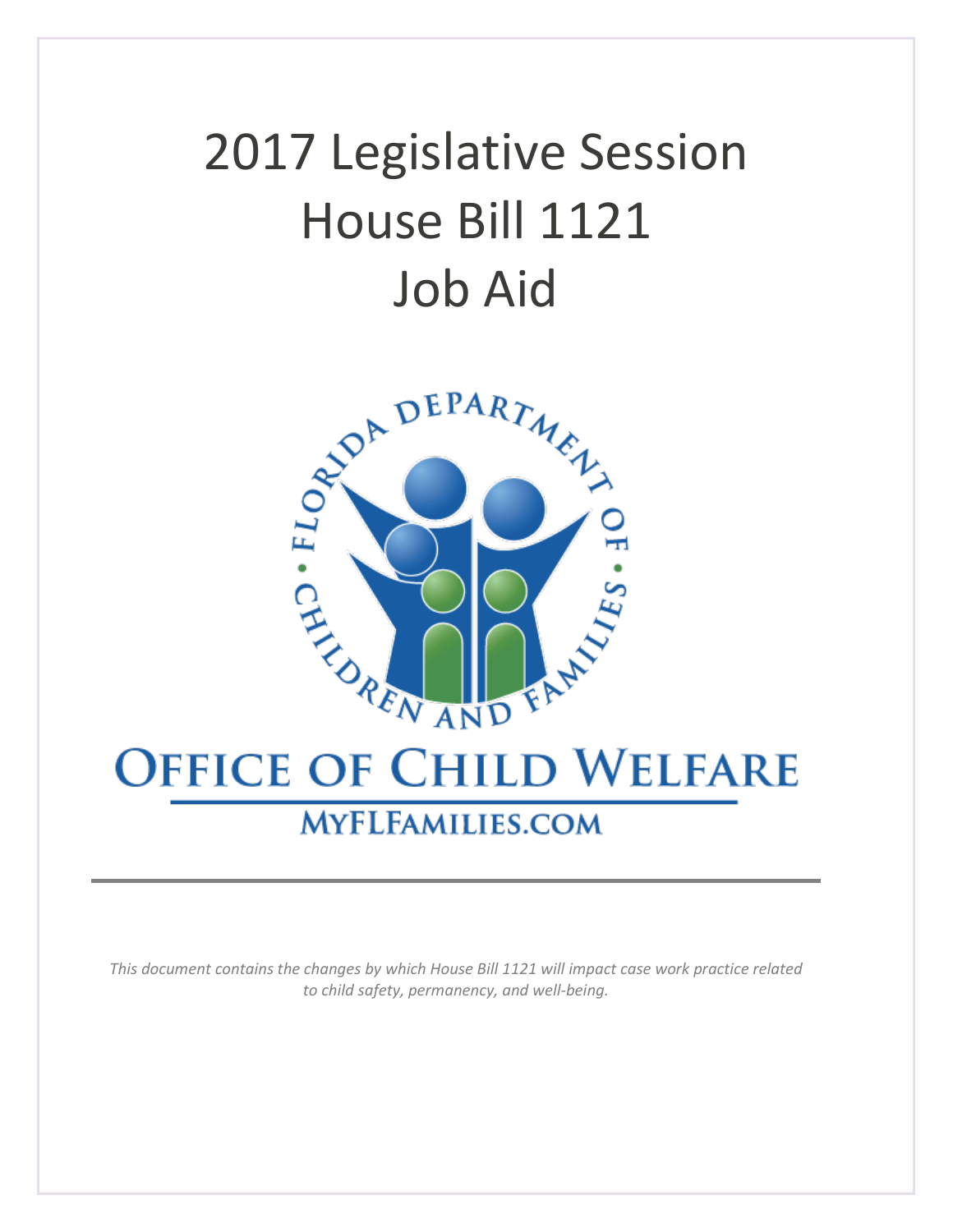# 2017 Legislative Session
# House Bill 1121
# Job Aid

FLORIDA DEPARTMENT OF CHILDREN AND FAMILIES

OFFICE OF CHILD WELFARE

MYFLFAMILIES.COM

---

*This document contains the changes by which House Bill 1121 will impact case work practice related to child safety, permanency, and well-being.*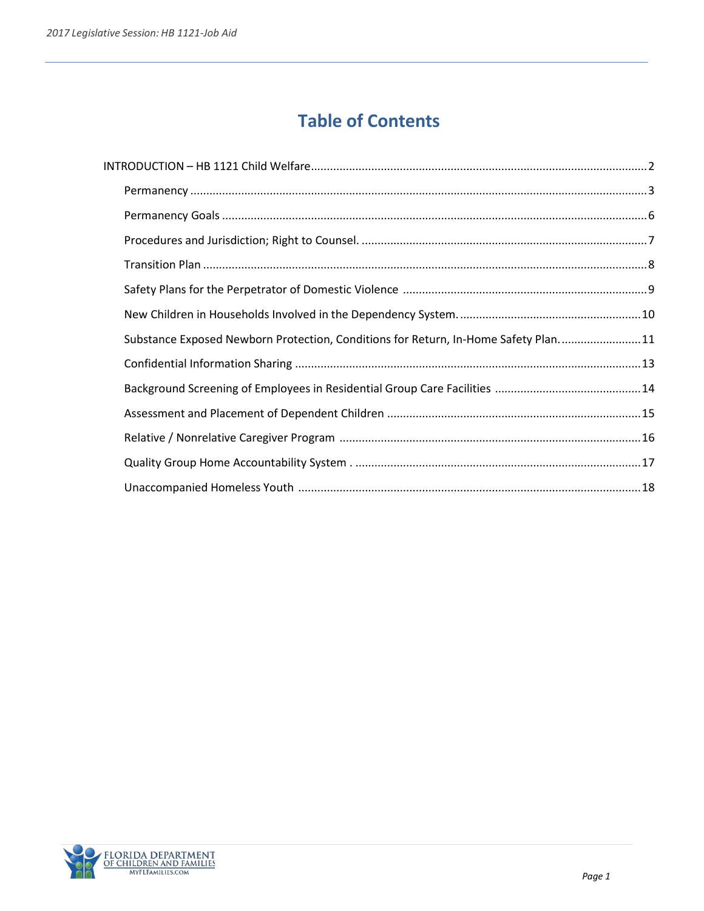# Table of Contents

INTRODUCTION – HB 1121 Child Welfare .......... 2

- Permanency .......... 3
- Permanency Goals .......... 6
- Procedures and Jurisdiction; Right to Counsel. .......... 7
- Transition Plan .......... 8
- Safety Plans for the Perpetrator of Domestic Violence .......... 9
- New Children in Households Involved in the Dependency System. .......... 10
- Substance Exposed Newborn Protection, Conditions for Return, In-Home Safety Plan. .......... 11
- Confidential Information Sharing .......... 13
- Background Screening of Employees in Residential Group Care Facilities .......... 14
- Assessment and Placement of Dependent Children .......... 15
- Relative / Nonrelative Caregiver Program .......... 16
- Quality Group Home Accountability System . .......... 17
- Unaccompanied Homeless Youth .......... 18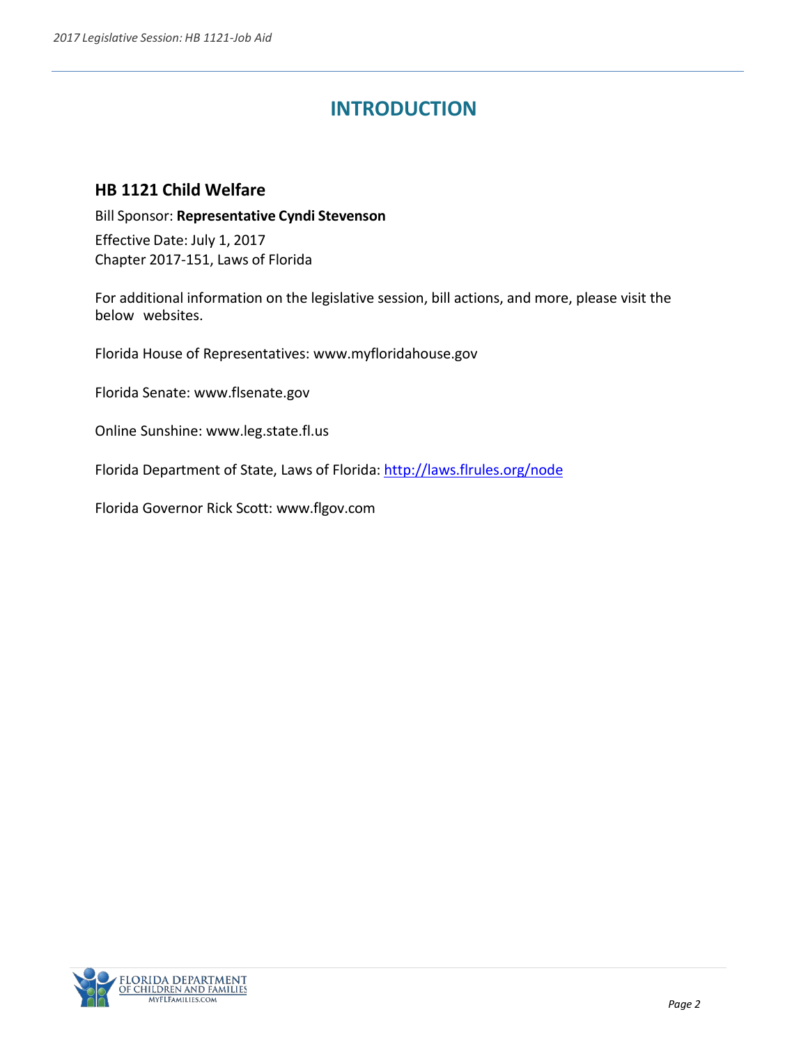# INTRODUCTION

## HB 1121 Child Welfare

Bill Sponsor: **Representative Cyndi Stevenson**

Effective Date: July 1, 2017
Chapter 2017-151, Laws of Florida

For additional information on the legislative session, bill actions, and more, please visit the below websites.

Florida House of Representatives: www.myfloridahouse.gov

Florida Senate: www.flsenate.gov

Online Sunshine: www.leg.state.fl.us

Florida Department of State, Laws of Florida: http://laws.flrules.org/node

Florida Governor Rick Scott: www.flgov.com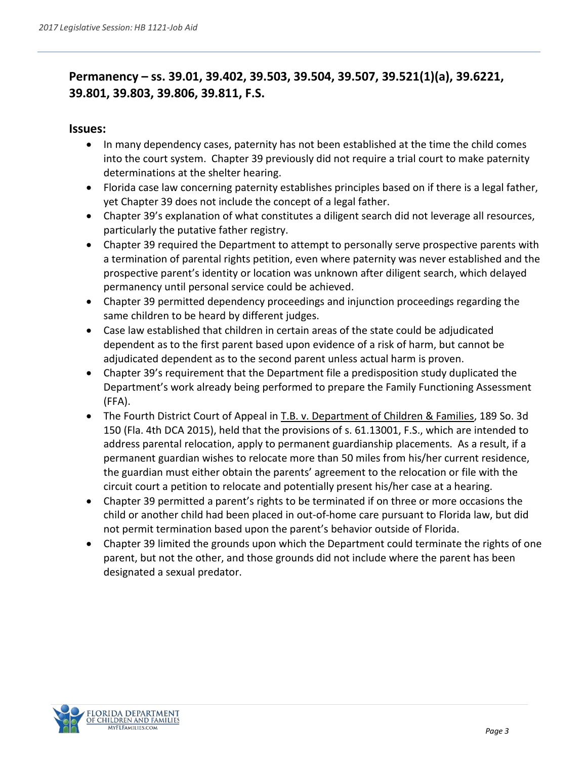## Permanency – ss. 39.01, 39.402, 39.503, 39.504, 39.507, 39.521(1)(a), 39.6221, 39.801, 39.803, 39.806, 39.811, F.S.

### Issues:

- In many dependency cases, paternity has not been established at the time the child comes into the court system. Chapter 39 previously did not require a trial court to make paternity determinations at the shelter hearing.
- Florida case law concerning paternity establishes principles based on if there is a legal father, yet Chapter 39 does not include the concept of a legal father.
- Chapter 39's explanation of what constitutes a diligent search did not leverage all resources, particularly the putative father registry.
- Chapter 39 required the Department to attempt to personally serve prospective parents with a termination of parental rights petition, even where paternity was never established and the prospective parent's identity or location was unknown after diligent search, which delayed permanency until personal service could be achieved.
- Chapter 39 permitted dependency proceedings and injunction proceedings regarding the same children to be heard by different judges.
- Case law established that children in certain areas of the state could be adjudicated dependent as to the first parent based upon evidence of a risk of harm, but cannot be adjudicated dependent as to the second parent unless actual harm is proven.
- Chapter 39's requirement that the Department file a predisposition study duplicated the Department's work already being performed to prepare the Family Functioning Assessment (FFA).
- The Fourth District Court of Appeal in T.B. v. Department of Children & Families, 189 So. 3d 150 (Fla. 4th DCA 2015), held that the provisions of s. 61.13001, F.S., which are intended to address parental relocation, apply to permanent guardianship placements. As a result, if a permanent guardian wishes to relocate more than 50 miles from his/her current residence, the guardian must either obtain the parents' agreement to the relocation or file with the circuit court a petition to relocate and potentially present his/her case at a hearing.
- Chapter 39 permitted a parent's rights to be terminated if on three or more occasions the child or another child had been placed in out-of-home care pursuant to Florida law, but did not permit termination based upon the parent's behavior outside of Florida.
- Chapter 39 limited the grounds upon which the Department could terminate the rights of one parent, but not the other, and those grounds did not include where the parent has been designated a sexual predator.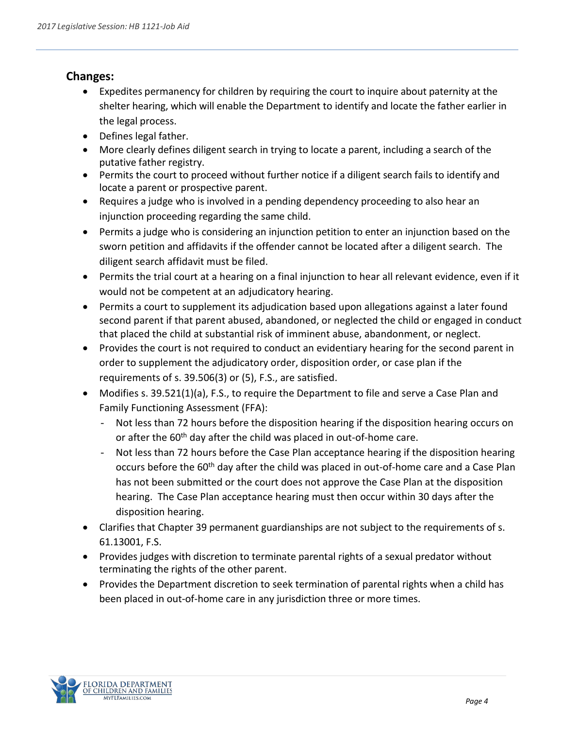## Changes:

- Expedites permanency for children by requiring the court to inquire about paternity at the shelter hearing, which will enable the Department to identify and locate the father earlier in the legal process.
- Defines legal father.
- More clearly defines diligent search in trying to locate a parent, including a search of the putative father registry.
- Permits the court to proceed without further notice if a diligent search fails to identify and locate a parent or prospective parent.
- Requires a judge who is involved in a pending dependency proceeding to also hear an injunction proceeding regarding the same child.
- Permits a judge who is considering an injunction petition to enter an injunction based on the sworn petition and affidavits if the offender cannot be located after a diligent search. The diligent search affidavit must be filed.
- Permits the trial court at a hearing on a final injunction to hear all relevant evidence, even if it would not be competent at an adjudicatory hearing.
- Permits a court to supplement its adjudication based upon allegations against a later found second parent if that parent abused, abandoned, or neglected the child or engaged in conduct that placed the child at substantial risk of imminent abuse, abandonment, or neglect.
- Provides the court is not required to conduct an evidentiary hearing for the second parent in order to supplement the adjudicatory order, disposition order, or case plan if the requirements of s. 39.506(3) or (5), F.S., are satisfied.
- Modifies s. 39.521(1)(a), F.S., to require the Department to file and serve a Case Plan and Family Functioning Assessment (FFA):
  - Not less than 72 hours before the disposition hearing if the disposition hearing occurs on or after the 60th day after the child was placed in out-of-home care.
  - Not less than 72 hours before the Case Plan acceptance hearing if the disposition hearing occurs before the 60th day after the child was placed in out-of-home care and a Case Plan has not been submitted or the court does not approve the Case Plan at the disposition hearing. The Case Plan acceptance hearing must then occur within 30 days after the disposition hearing.
- Clarifies that Chapter 39 permanent guardianships are not subject to the requirements of s. 61.13001, F.S.
- Provides judges with discretion to terminate parental rights of a sexual predator without terminating the rights of the other parent.
- Provides the Department discretion to seek termination of parental rights when a child has been placed in out-of-home care in any jurisdiction three or more times.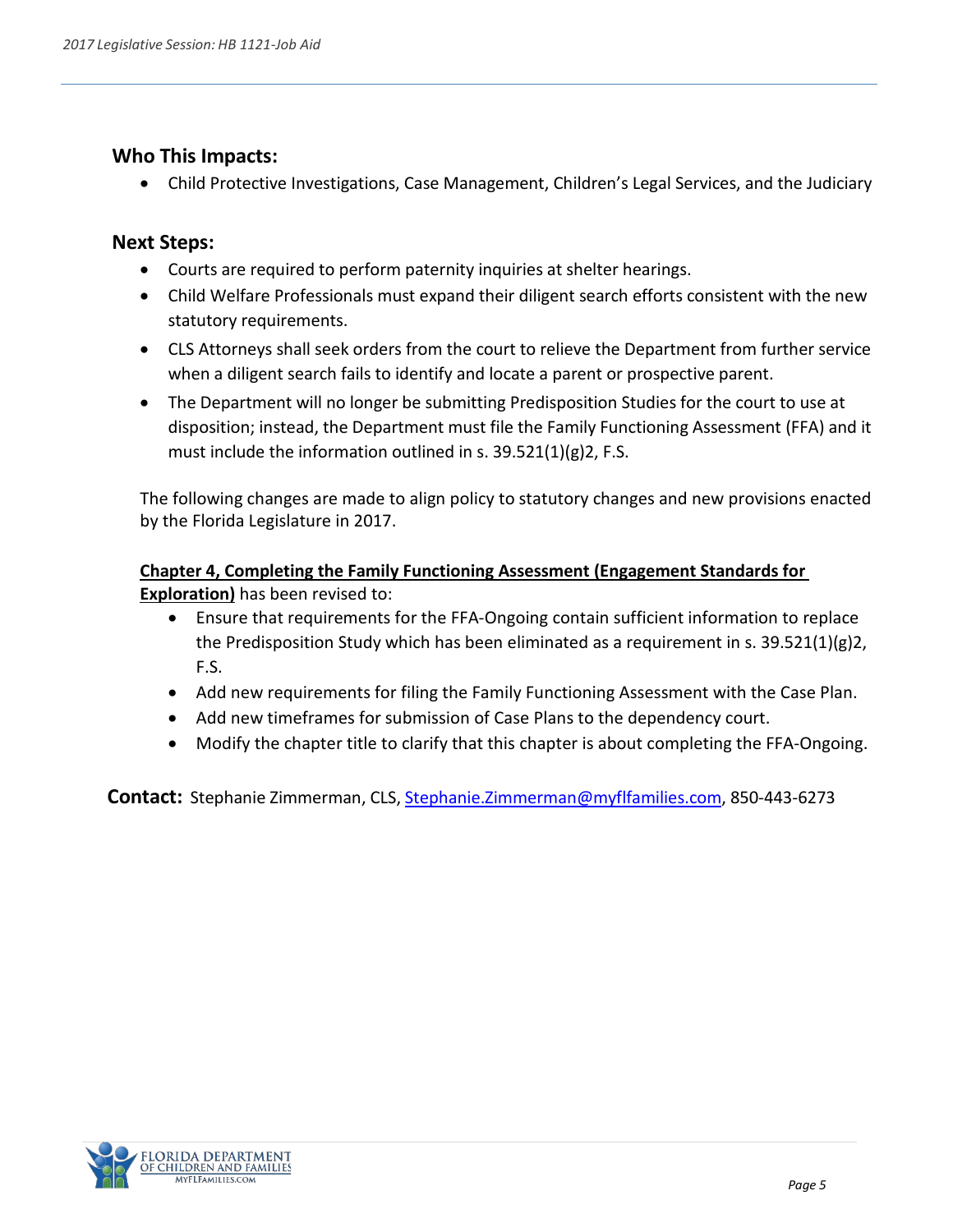### Who This Impacts:

- Child Protective Investigations, Case Management, Children's Legal Services, and the Judiciary

### Next Steps:

- Courts are required to perform paternity inquiries at shelter hearings.
- Child Welfare Professionals must expand their diligent search efforts consistent with the new statutory requirements.
- CLS Attorneys shall seek orders from the court to relieve the Department from further service when a diligent search fails to identify and locate a parent or prospective parent.
- The Department will no longer be submitting Predisposition Studies for the court to use at disposition; instead, the Department must file the Family Functioning Assessment (FFA) and it must include the information outlined in s. 39.521(1)(g)2, F.S.

The following changes are made to align policy to statutory changes and new provisions enacted by the Florida Legislature in 2017.

**Chapter 4, Completing the Family Functioning Assessment (Engagement Standards for Exploration)** has been revised to:

- Ensure that requirements for the FFA-Ongoing contain sufficient information to replace the Predisposition Study which has been eliminated as a requirement in s. 39.521(1)(g)2, F.S.
- Add new requirements for filing the Family Functioning Assessment with the Case Plan.
- Add new timeframes for submission of Case Plans to the dependency court.
- Modify the chapter title to clarify that this chapter is about completing the FFA-Ongoing.

**Contact:** Stephanie Zimmerman, CLS, Stephanie.Zimmerman@myflfamilies.com, 850-443-6273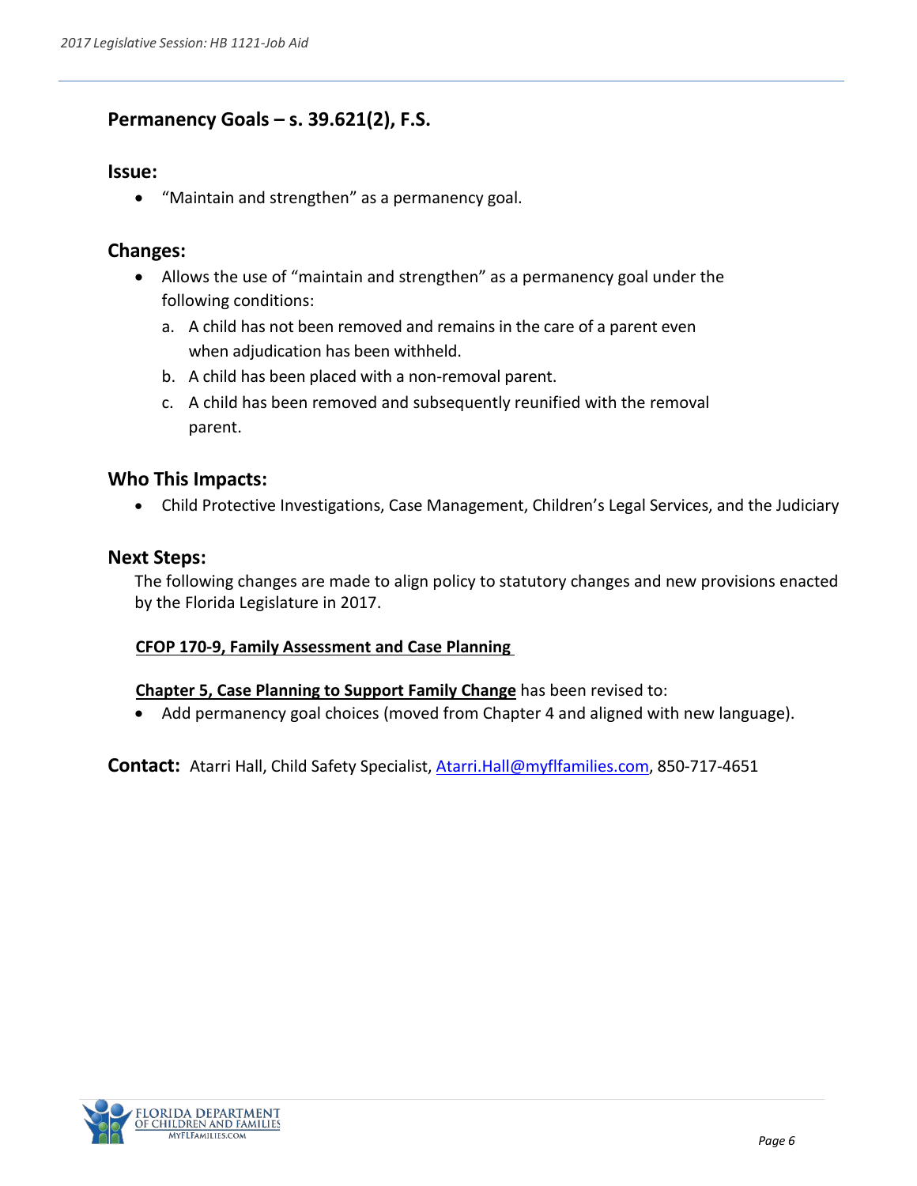## Permanency Goals – s. 39.621(2), F.S.

### Issue:

- "Maintain and strengthen" as a permanency goal.

### Changes:

- Allows the use of "maintain and strengthen" as a permanency goal under the following conditions:
  a. A child has not been removed and remains in the care of a parent even when adjudication has been withheld.
  b. A child has been placed with a non-removal parent.
  c. A child has been removed and subsequently reunified with the removal parent.

### Who This Impacts:

- Child Protective Investigations, Case Management, Children's Legal Services, and the Judiciary

### Next Steps:

The following changes are made to align policy to statutory changes and new provisions enacted by the Florida Legislature in 2017.

**CFOP 170-9, Family Assessment and Case Planning**

**Chapter 5, Case Planning to Support Family Change** has been revised to:

- Add permanency goal choices (moved from Chapter 4 and aligned with new language).

**Contact:** Atarri Hall, Child Safety Specialist, Atarri.Hall@myflfamilies.com, 850-717-4651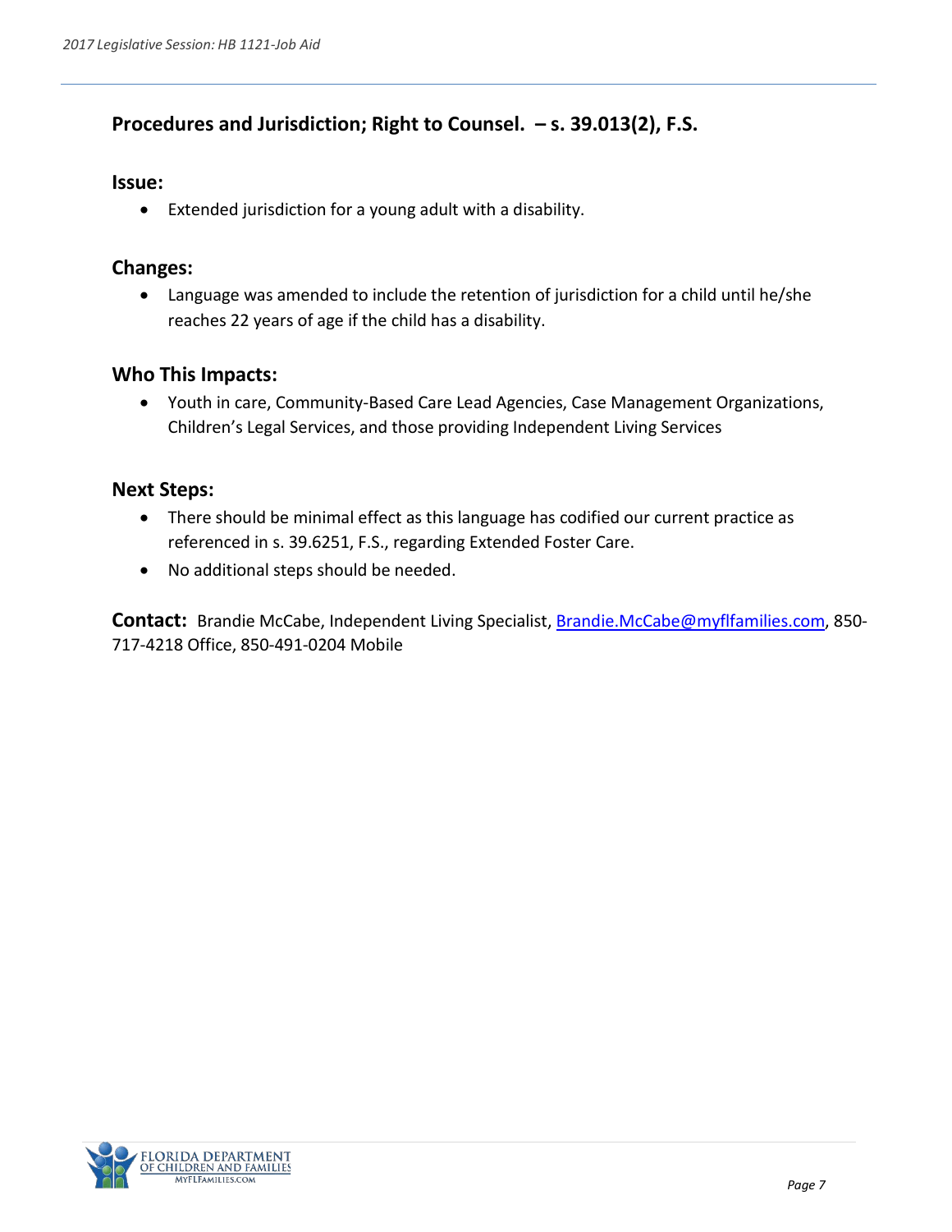## Procedures and Jurisdiction; Right to Counsel. – s. 39.013(2), F.S.

### Issue:

- Extended jurisdiction for a young adult with a disability.

### Changes:

- Language was amended to include the retention of jurisdiction for a child until he/she reaches 22 years of age if the child has a disability.

### Who This Impacts:

- Youth in care, Community-Based Care Lead Agencies, Case Management Organizations, Children's Legal Services, and those providing Independent Living Services

### Next Steps:

- There should be minimal effect as this language has codified our current practice as referenced in s. 39.6251, F.S., regarding Extended Foster Care.
- No additional steps should be needed.

**Contact:** Brandie McCabe, Independent Living Specialist, Brandie.McCabe@myflfamilies.com, 850-717-4218 Office, 850-491-0204 Mobile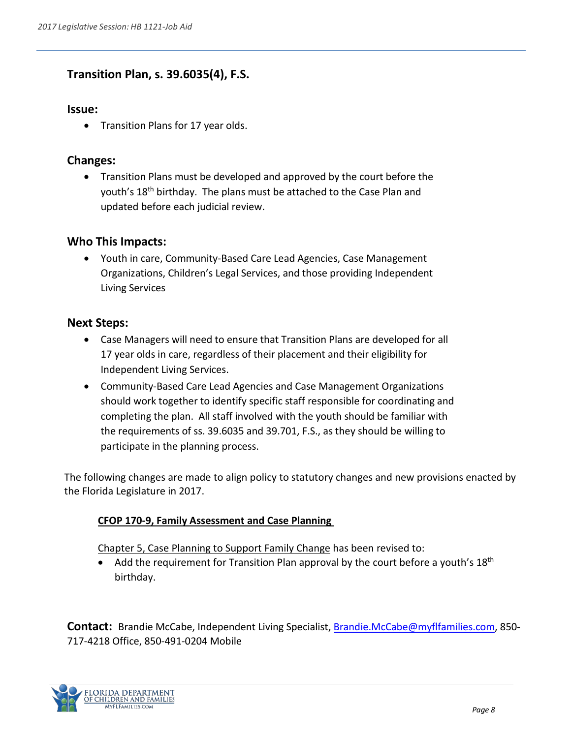## Transition Plan, s. 39.6035(4), F.S.

### Issue:

- Transition Plans for 17 year olds.

### Changes:

- Transition Plans must be developed and approved by the court before the youth's 18th birthday. The plans must be attached to the Case Plan and updated before each judicial review.

### Who This Impacts:

- Youth in care, Community-Based Care Lead Agencies, Case Management Organizations, Children's Legal Services, and those providing Independent Living Services

### Next Steps:

- Case Managers will need to ensure that Transition Plans are developed for all 17 year olds in care, regardless of their placement and their eligibility for Independent Living Services.
- Community-Based Care Lead Agencies and Case Management Organizations should work together to identify specific staff responsible for coordinating and completing the plan. All staff involved with the youth should be familiar with the requirements of ss. 39.6035 and 39.701, F.S., as they should be willing to participate in the planning process.

The following changes are made to align policy to statutory changes and new provisions enacted by the Florida Legislature in 2017.

**CFOP 170-9, Family Assessment and Case Planning**

Chapter 5, Case Planning to Support Family Change has been revised to:

- Add the requirement for Transition Plan approval by the court before a youth's 18th birthday.

**Contact:** Brandie McCabe, Independent Living Specialist, Brandie.McCabe@myflfamilies.com, 850-717-4218 Office, 850-491-0204 Mobile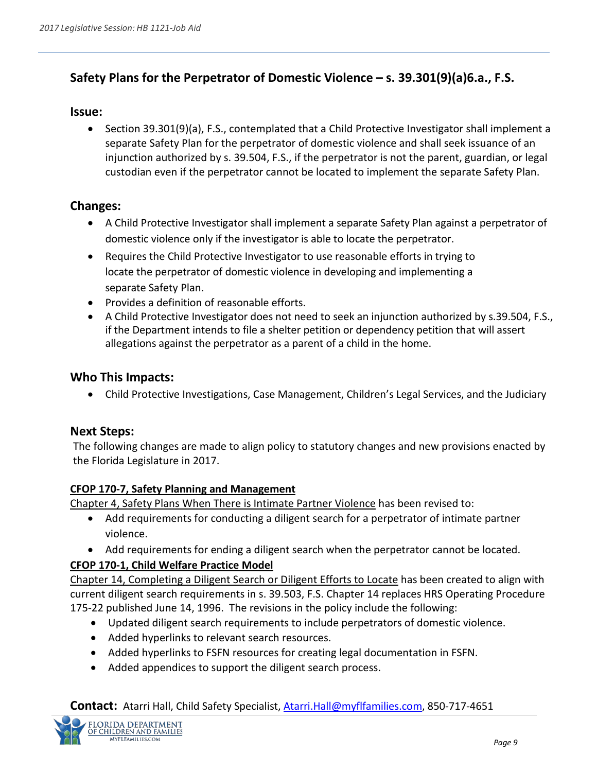## Safety Plans for the Perpetrator of Domestic Violence – s. 39.301(9)(a)6.a., F.S.

### Issue:

- Section 39.301(9)(a), F.S., contemplated that a Child Protective Investigator shall implement a separate Safety Plan for the perpetrator of domestic violence and shall seek issuance of an injunction authorized by s. 39.504, F.S., if the perpetrator is not the parent, guardian, or legal custodian even if the perpetrator cannot be located to implement the separate Safety Plan.

### Changes:

- A Child Protective Investigator shall implement a separate Safety Plan against a perpetrator of domestic violence only if the investigator is able to locate the perpetrator.
- Requires the Child Protective Investigator to use reasonable efforts in trying to locate the perpetrator of domestic violence in developing and implementing a separate Safety Plan.
- Provides a definition of reasonable efforts.
- A Child Protective Investigator does not need to seek an injunction authorized by s.39.504, F.S., if the Department intends to file a shelter petition or dependency petition that will assert allegations against the perpetrator as a parent of a child in the home.

### Who This Impacts:

- Child Protective Investigations, Case Management, Children's Legal Services, and the Judiciary

### Next Steps:

The following changes are made to align policy to statutory changes and new provisions enacted by the Florida Legislature in 2017.

**CFOP 170-7, Safety Planning and Management**

Chapter 4, Safety Plans When There is Intimate Partner Violence has been revised to:

- Add requirements for conducting a diligent search for a perpetrator of intimate partner violence.
- Add requirements for ending a diligent search when the perpetrator cannot be located.

**CFOP 170-1, Child Welfare Practice Model**

Chapter 14, Completing a Diligent Search or Diligent Efforts to Locate has been created to align with current diligent search requirements in s. 39.503, F.S. Chapter 14 replaces HRS Operating Procedure 175-22 published June 14, 1996. The revisions in the policy include the following:

- Updated diligent search requirements to include perpetrators of domestic violence.
- Added hyperlinks to relevant search resources.
- Added hyperlinks to FSFN resources for creating legal documentation in FSFN.
- Added appendices to support the diligent search process.

**Contact:** Atarri Hall, Child Safety Specialist, Atarri.Hall@myflfamilies.com, 850-717-4651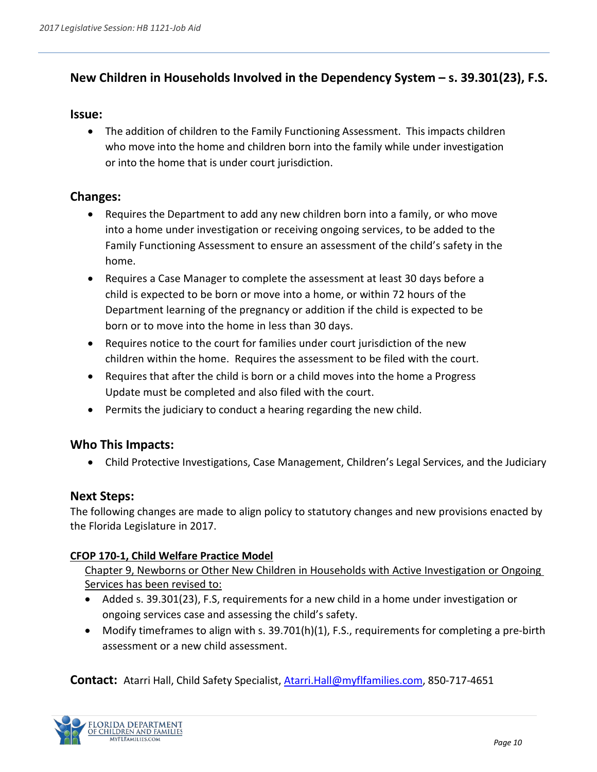## New Children in Households Involved in the Dependency System – s. 39.301(23), F.S.

### Issue:

- The addition of children to the Family Functioning Assessment. This impacts children who move into the home and children born into the family while under investigation or into the home that is under court jurisdiction.

### Changes:

- Requires the Department to add any new children born into a family, or who move into a home under investigation or receiving ongoing services, to be added to the Family Functioning Assessment to ensure an assessment of the child's safety in the home.
- Requires a Case Manager to complete the assessment at least 30 days before a child is expected to be born or move into a home, or within 72 hours of the Department learning of the pregnancy or addition if the child is expected to be born or to move into the home in less than 30 days.
- Requires notice to the court for families under court jurisdiction of the new children within the home. Requires the assessment to be filed with the court.
- Requires that after the child is born or a child moves into the home a Progress Update must be completed and also filed with the court.
- Permits the judiciary to conduct a hearing regarding the new child.

### Who This Impacts:

- Child Protective Investigations, Case Management, Children's Legal Services, and the Judiciary

### Next Steps:

The following changes are made to align policy to statutory changes and new provisions enacted by the Florida Legislature in 2017.

**CFOP 170-1, Child Welfare Practice Model**

Chapter 9, Newborns or Other New Children in Households with Active Investigation or Ongoing Services has been revised to:

- Added s. 39.301(23), F.S, requirements for a new child in a home under investigation or ongoing services case and assessing the child's safety.
- Modify timeframes to align with s. 39.701(h)(1), F.S., requirements for completing a pre-birth assessment or a new child assessment.

**Contact:** Atarri Hall, Child Safety Specialist, Atarri.Hall@myflfamilies.com, 850-717-4651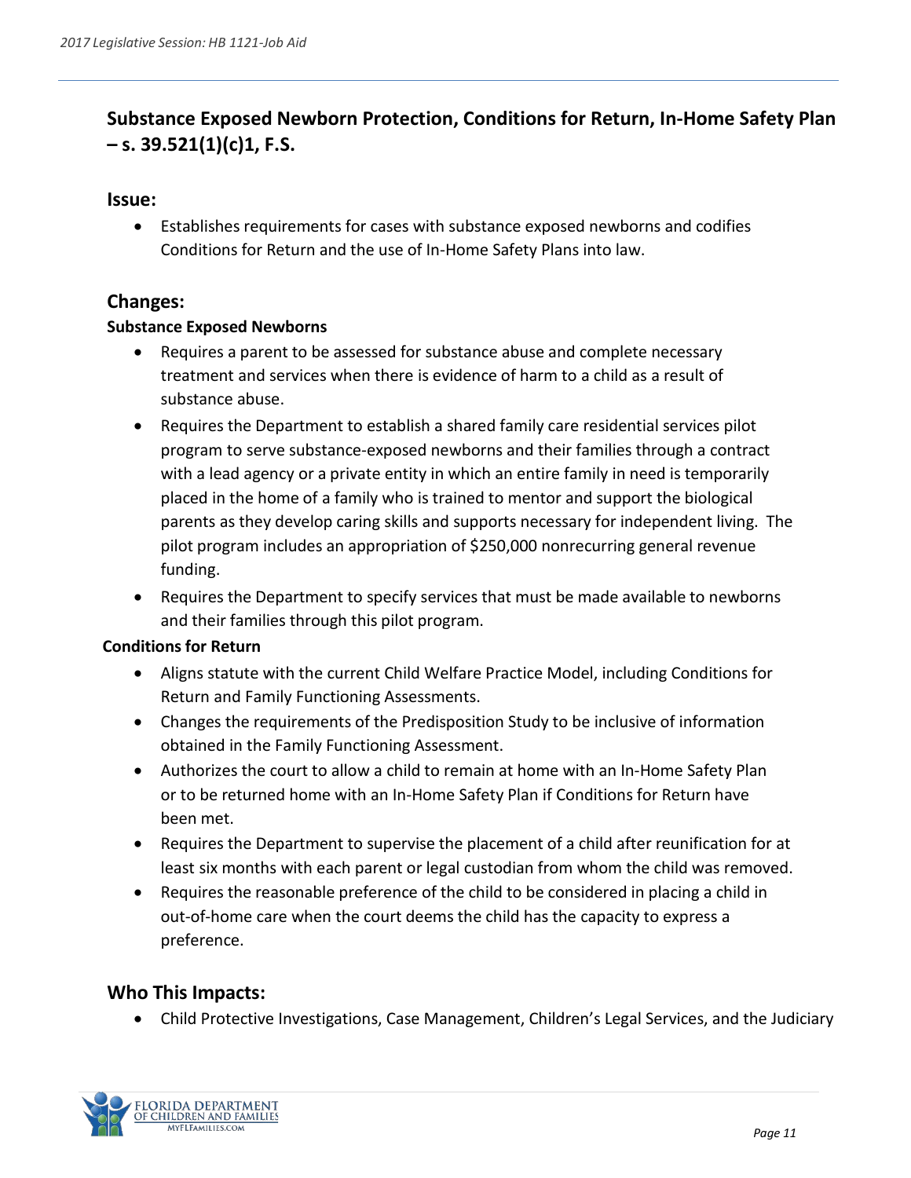## Substance Exposed Newborn Protection, Conditions for Return, In-Home Safety Plan – s. 39.521(1)(c)1, F.S.

### Issue:

- Establishes requirements for cases with substance exposed newborns and codifies Conditions for Return and the use of In-Home Safety Plans into law.

### Changes:

**Substance Exposed Newborns**

- Requires a parent to be assessed for substance abuse and complete necessary treatment and services when there is evidence of harm to a child as a result of substance abuse.
- Requires the Department to establish a shared family care residential services pilot program to serve substance-exposed newborns and their families through a contract with a lead agency or a private entity in which an entire family in need is temporarily placed in the home of a family who is trained to mentor and support the biological parents as they develop caring skills and supports necessary for independent living. The pilot program includes an appropriation of $250,000 nonrecurring general revenue funding.
- Requires the Department to specify services that must be made available to newborns and their families through this pilot program.

**Conditions for Return**

- Aligns statute with the current Child Welfare Practice Model, including Conditions for Return and Family Functioning Assessments.
- Changes the requirements of the Predisposition Study to be inclusive of information obtained in the Family Functioning Assessment.
- Authorizes the court to allow a child to remain at home with an In-Home Safety Plan or to be returned home with an In-Home Safety Plan if Conditions for Return have been met.
- Requires the Department to supervise the placement of a child after reunification for at least six months with each parent or legal custodian from whom the child was removed.
- Requires the reasonable preference of the child to be considered in placing a child in out-of-home care when the court deems the child has the capacity to express a preference.

### Who This Impacts:

- Child Protective Investigations, Case Management, Children's Legal Services, and the Judiciary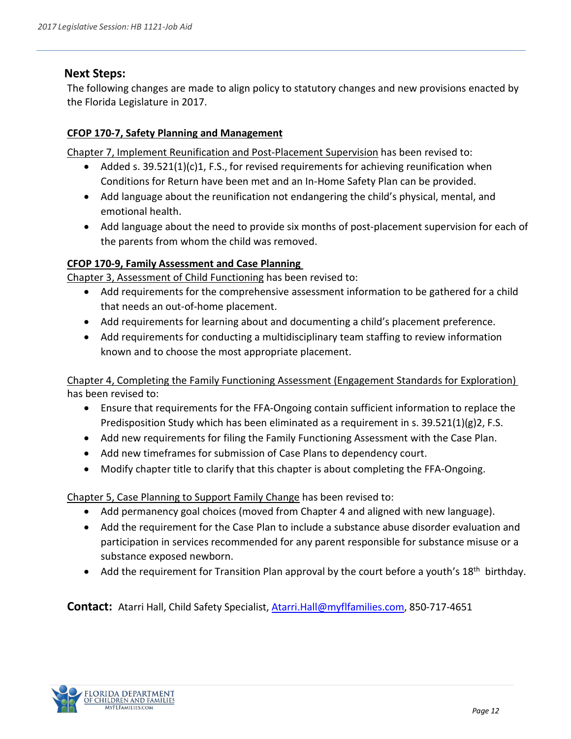## Next Steps:

The following changes are made to align policy to statutory changes and new provisions enacted by the Florida Legislature in 2017.

**CFOP 170-7, Safety Planning and Management**

Chapter 7, Implement Reunification and Post-Placement Supervision has been revised to:

- Added s. 39.521(1)(c)1, F.S., for revised requirements for achieving reunification when Conditions for Return have been met and an In-Home Safety Plan can be provided.
- Add language about the reunification not endangering the child's physical, mental, and emotional health.
- Add language about the need to provide six months of post-placement supervision for each of the parents from whom the child was removed.

**CFOP 170-9, Family Assessment and Case Planning**

Chapter 3, Assessment of Child Functioning has been revised to:

- Add requirements for the comprehensive assessment information to be gathered for a child that needs an out-of-home placement.
- Add requirements for learning about and documenting a child's placement preference.
- Add requirements for conducting a multidisciplinary team staffing to review information known and to choose the most appropriate placement.

Chapter 4, Completing the Family Functioning Assessment (Engagement Standards for Exploration) has been revised to:

- Ensure that requirements for the FFA-Ongoing contain sufficient information to replace the Predisposition Study which has been eliminated as a requirement in s. 39.521(1)(g)2, F.S.
- Add new requirements for filing the Family Functioning Assessment with the Case Plan.
- Add new timeframes for submission of Case Plans to dependency court.
- Modify chapter title to clarify that this chapter is about completing the FFA-Ongoing.

Chapter 5, Case Planning to Support Family Change has been revised to:

- Add permanency goal choices (moved from Chapter 4 and aligned with new language).
- Add the requirement for the Case Plan to include a substance abuse disorder evaluation and participation in services recommended for any parent responsible for substance misuse or a substance exposed newborn.
- Add the requirement for Transition Plan approval by the court before a youth's 18th birthday.

**Contact:** Atarri Hall, Child Safety Specialist, Atarri.Hall@myflfamilies.com, 850-717-4651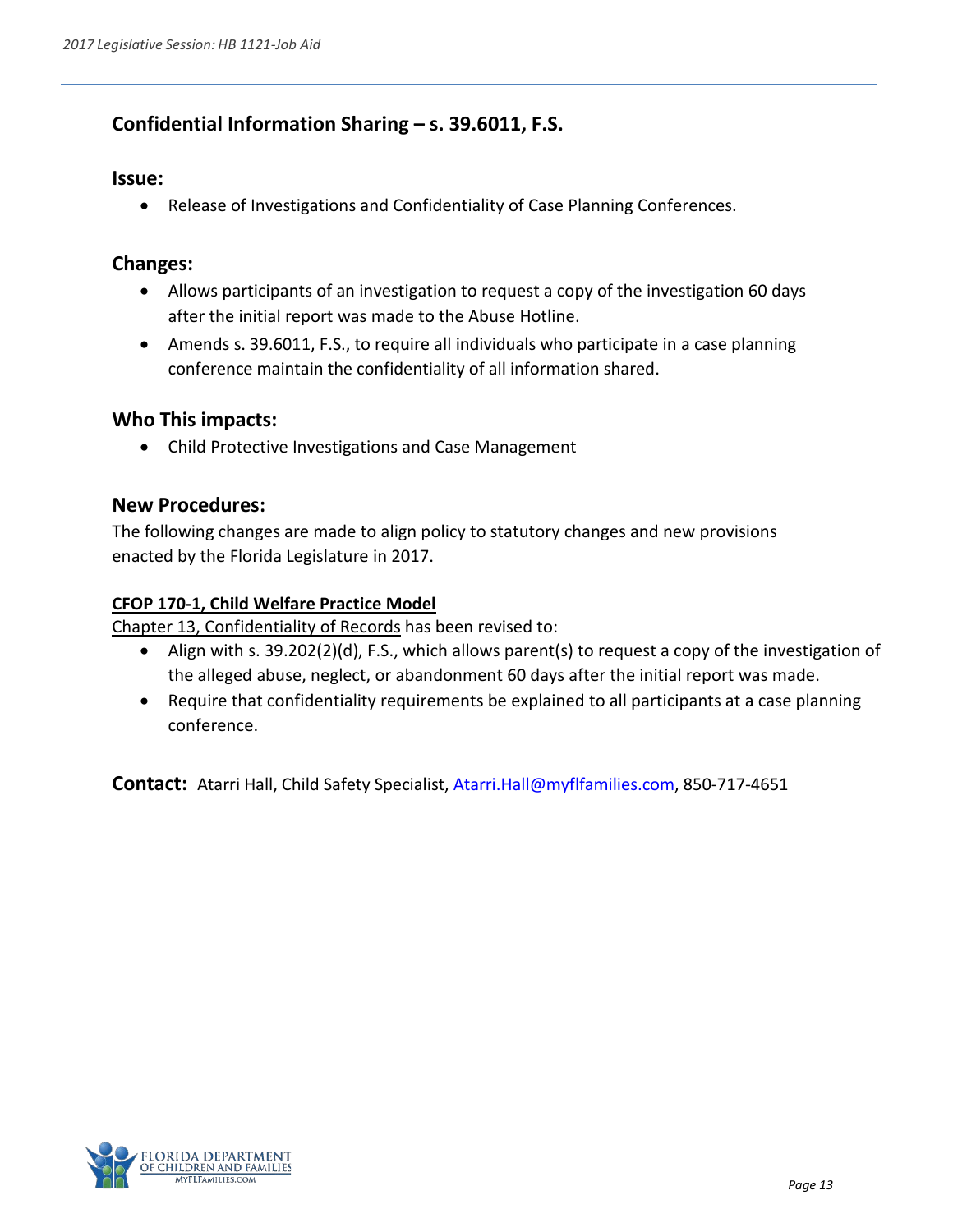## Confidential Information Sharing – s. 39.6011, F.S.

### Issue:

- Release of Investigations and Confidentiality of Case Planning Conferences.

### Changes:

- Allows participants of an investigation to request a copy of the investigation 60 days after the initial report was made to the Abuse Hotline.
- Amends s. 39.6011, F.S., to require all individuals who participate in a case planning conference maintain the confidentiality of all information shared.

### Who This impacts:

- Child Protective Investigations and Case Management

### New Procedures:

The following changes are made to align policy to statutory changes and new provisions enacted by the Florida Legislature in 2017.

**CFOP 170-1, Child Welfare Practice Model**

Chapter 13, Confidentiality of Records has been revised to:

- Align with s. 39.202(2)(d), F.S., which allows parent(s) to request a copy of the investigation of the alleged abuse, neglect, or abandonment 60 days after the initial report was made.
- Require that confidentiality requirements be explained to all participants at a case planning conference.

**Contact:** Atarri Hall, Child Safety Specialist, Atarri.Hall@myflfamilies.com, 850-717-4651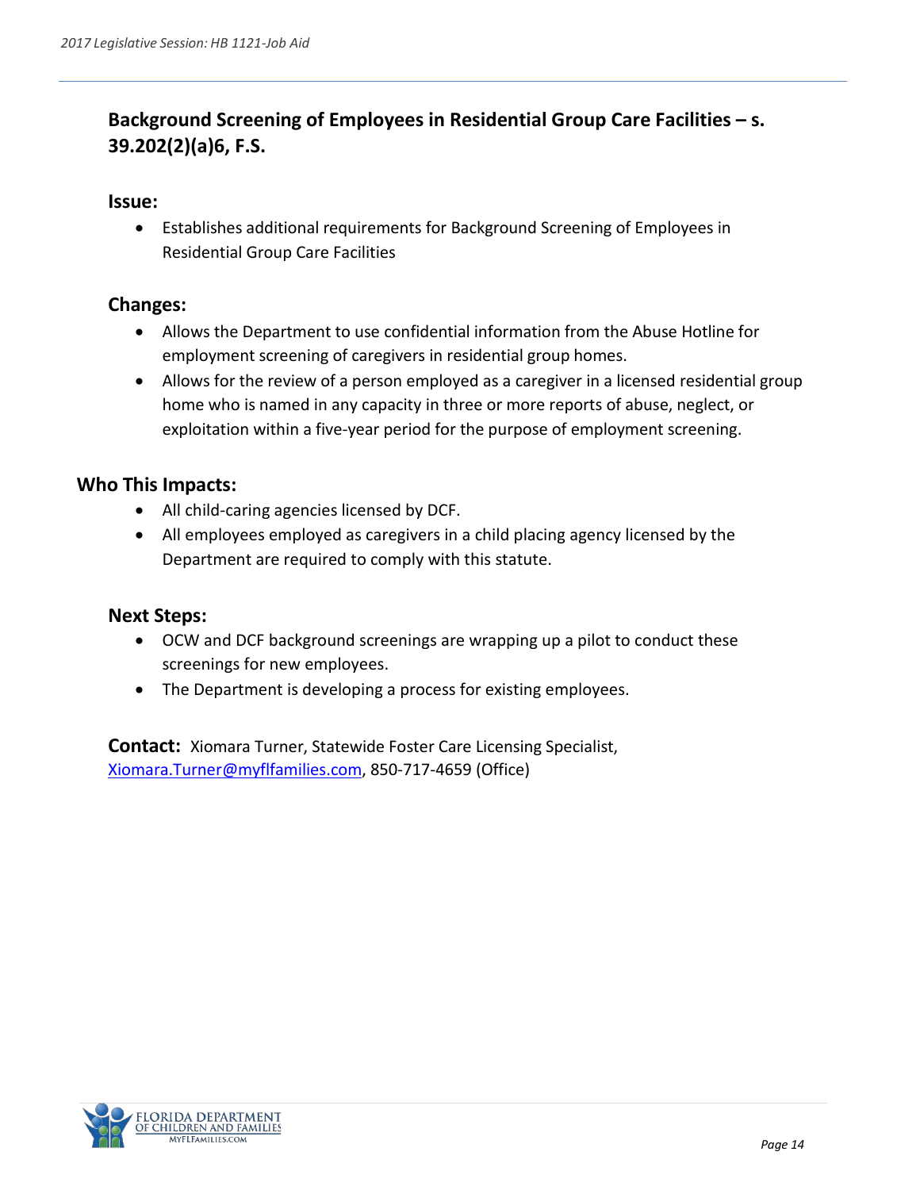## Background Screening of Employees in Residential Group Care Facilities – s. 39.202(2)(a)6, F.S.

### Issue:

- Establishes additional requirements for Background Screening of Employees in Residential Group Care Facilities

### Changes:

- Allows the Department to use confidential information from the Abuse Hotline for employment screening of caregivers in residential group homes.
- Allows for the review of a person employed as a caregiver in a licensed residential group home who is named in any capacity in three or more reports of abuse, neglect, or exploitation within a five-year period for the purpose of employment screening.

### Who This Impacts:

- All child-caring agencies licensed by DCF.
- All employees employed as caregivers in a child placing agency licensed by the Department are required to comply with this statute.

### Next Steps:

- OCW and DCF background screenings are wrapping up a pilot to conduct these screenings for new employees.
- The Department is developing a process for existing employees.

**Contact:** Xiomara Turner, Statewide Foster Care Licensing Specialist, Xiomara.Turner@myflfamilies.com, 850-717-4659 (Office)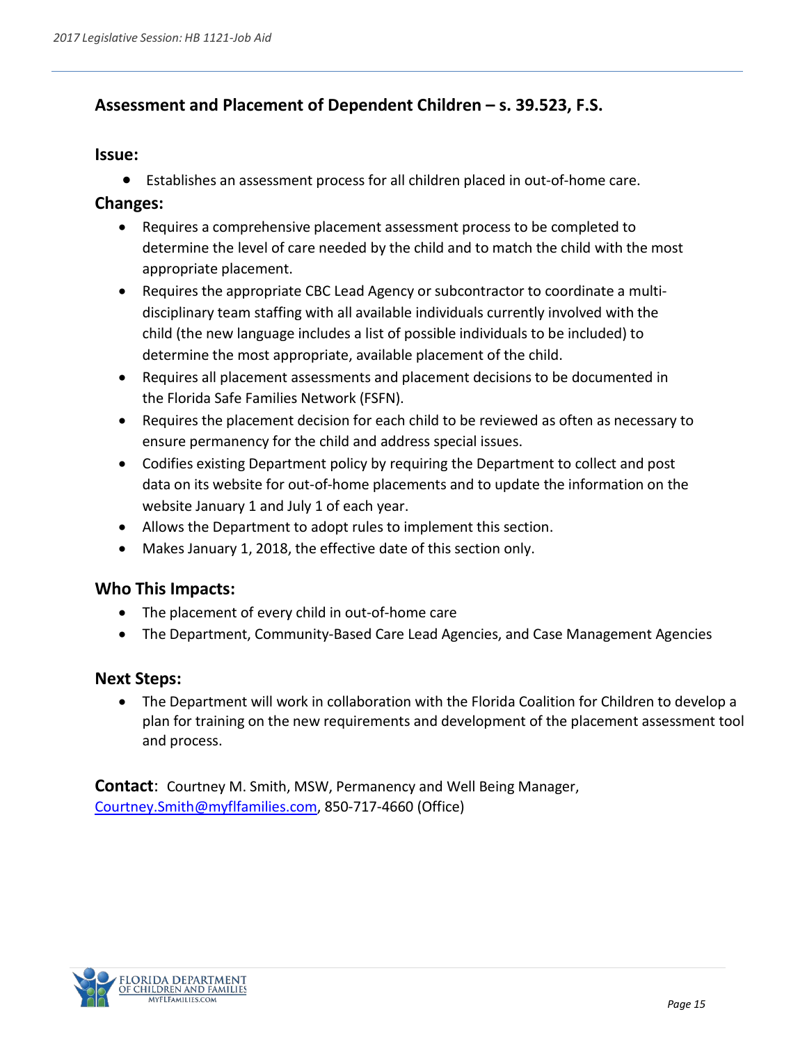## Assessment and Placement of Dependent Children – s. 39.523, F.S.

### Issue:

- Establishes an assessment process for all children placed in out-of-home care.

### Changes:

- Requires a comprehensive placement assessment process to be completed to determine the level of care needed by the child and to match the child with the most appropriate placement.
- Requires the appropriate CBC Lead Agency or subcontractor to coordinate a multi-disciplinary team staffing with all available individuals currently involved with the child (the new language includes a list of possible individuals to be included) to determine the most appropriate, available placement of the child.
- Requires all placement assessments and placement decisions to be documented in the Florida Safe Families Network (FSFN).
- Requires the placement decision for each child to be reviewed as often as necessary to ensure permanency for the child and address special issues.
- Codifies existing Department policy by requiring the Department to collect and post data on its website for out-of-home placements and to update the information on the website January 1 and July 1 of each year.
- Allows the Department to adopt rules to implement this section.
- Makes January 1, 2018, the effective date of this section only.

### Who This Impacts:

- The placement of every child in out-of-home care
- The Department, Community-Based Care Lead Agencies, and Case Management Agencies

### Next Steps:

- The Department will work in collaboration with the Florida Coalition for Children to develop a plan for training on the new requirements and development of the placement assessment tool and process.

**Contact**: Courtney M. Smith, MSW, Permanency and Well Being Manager, Courtney.Smith@myflfamilies.com, 850-717-4660 (Office)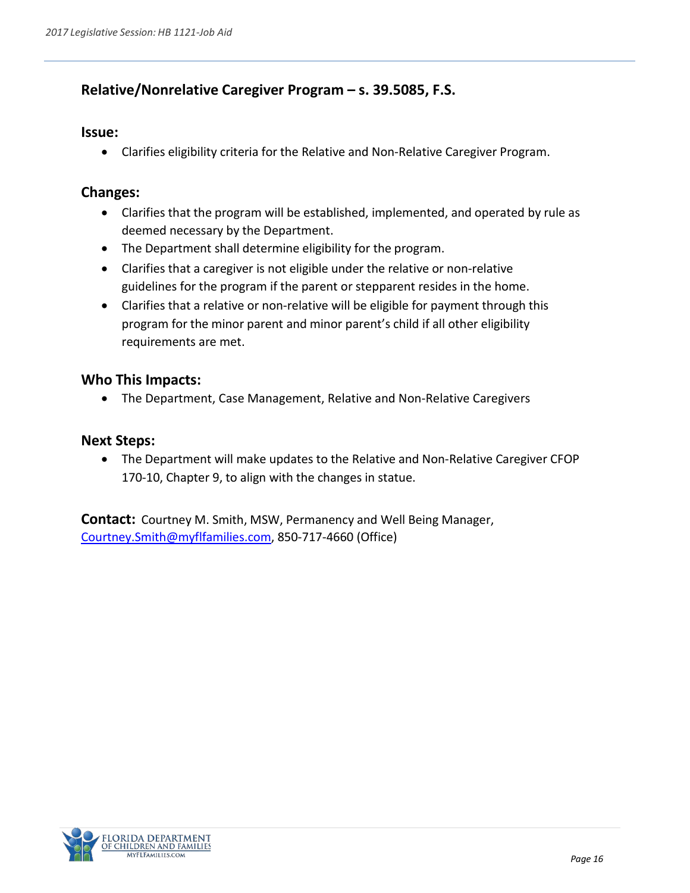## Relative/Nonrelative Caregiver Program – s. 39.5085, F.S.

### Issue:

- Clarifies eligibility criteria for the Relative and Non-Relative Caregiver Program.

### Changes:

- Clarifies that the program will be established, implemented, and operated by rule as deemed necessary by the Department.
- The Department shall determine eligibility for the program.
- Clarifies that a caregiver is not eligible under the relative or non-relative guidelines for the program if the parent or stepparent resides in the home.
- Clarifies that a relative or non-relative will be eligible for payment through this program for the minor parent and minor parent's child if all other eligibility requirements are met.

### Who This Impacts:

- The Department, Case Management, Relative and Non-Relative Caregivers

### Next Steps:

- The Department will make updates to the Relative and Non-Relative Caregiver CFOP 170-10, Chapter 9, to align with the changes in statue.

**Contact:** Courtney M. Smith, MSW, Permanency and Well Being Manager, Courtney.Smith@myflfamilies.com, 850-717-4660 (Office)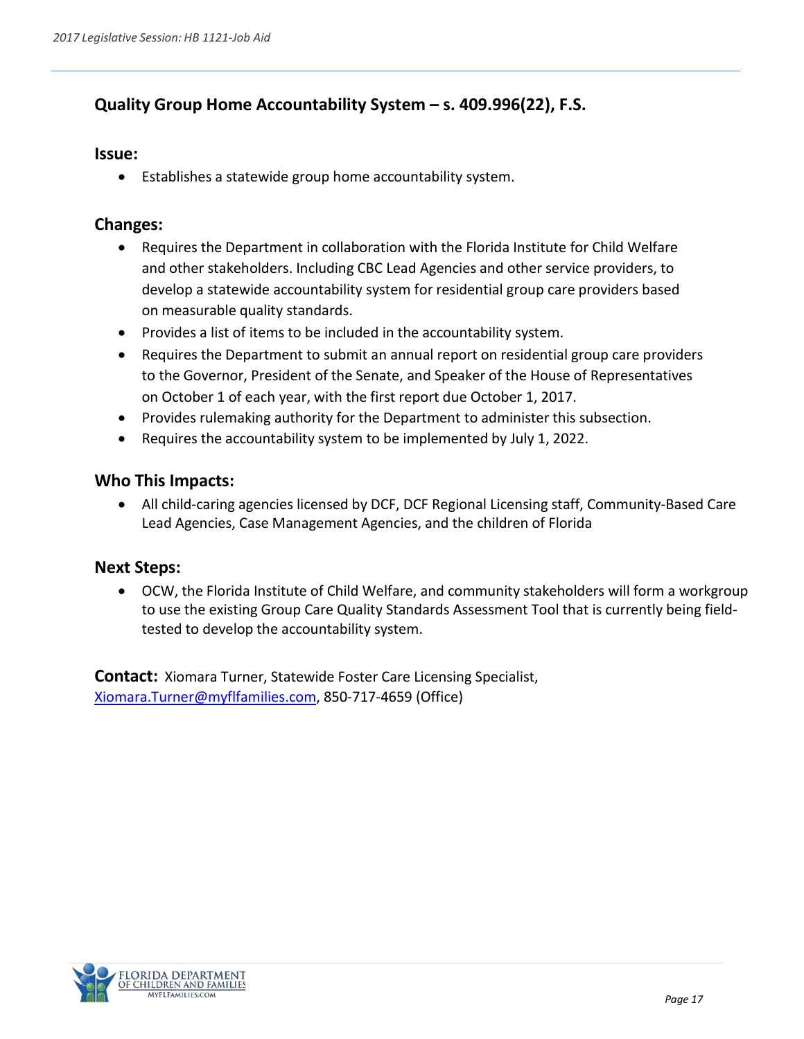## Quality Group Home Accountability System – s. 409.996(22), F.S.

### Issue:

- Establishes a statewide group home accountability system.

### Changes:

- Requires the Department in collaboration with the Florida Institute for Child Welfare and other stakeholders. Including CBC Lead Agencies and other service providers, to develop a statewide accountability system for residential group care providers based on measurable quality standards.
- Provides a list of items to be included in the accountability system.
- Requires the Department to submit an annual report on residential group care providers to the Governor, President of the Senate, and Speaker of the House of Representatives on October 1 of each year, with the first report due October 1, 2017.
- Provides rulemaking authority for the Department to administer this subsection.
- Requires the accountability system to be implemented by July 1, 2022.

### Who This Impacts:

- All child-caring agencies licensed by DCF, DCF Regional Licensing staff, Community-Based Care Lead Agencies, Case Management Agencies, and the children of Florida

### Next Steps:

- OCW, the Florida Institute of Child Welfare, and community stakeholders will form a workgroup to use the existing Group Care Quality Standards Assessment Tool that is currently being field-tested to develop the accountability system.

**Contact:** Xiomara Turner, Statewide Foster Care Licensing Specialist, Xiomara.Turner@myflfamilies.com, 850-717-4659 (Office)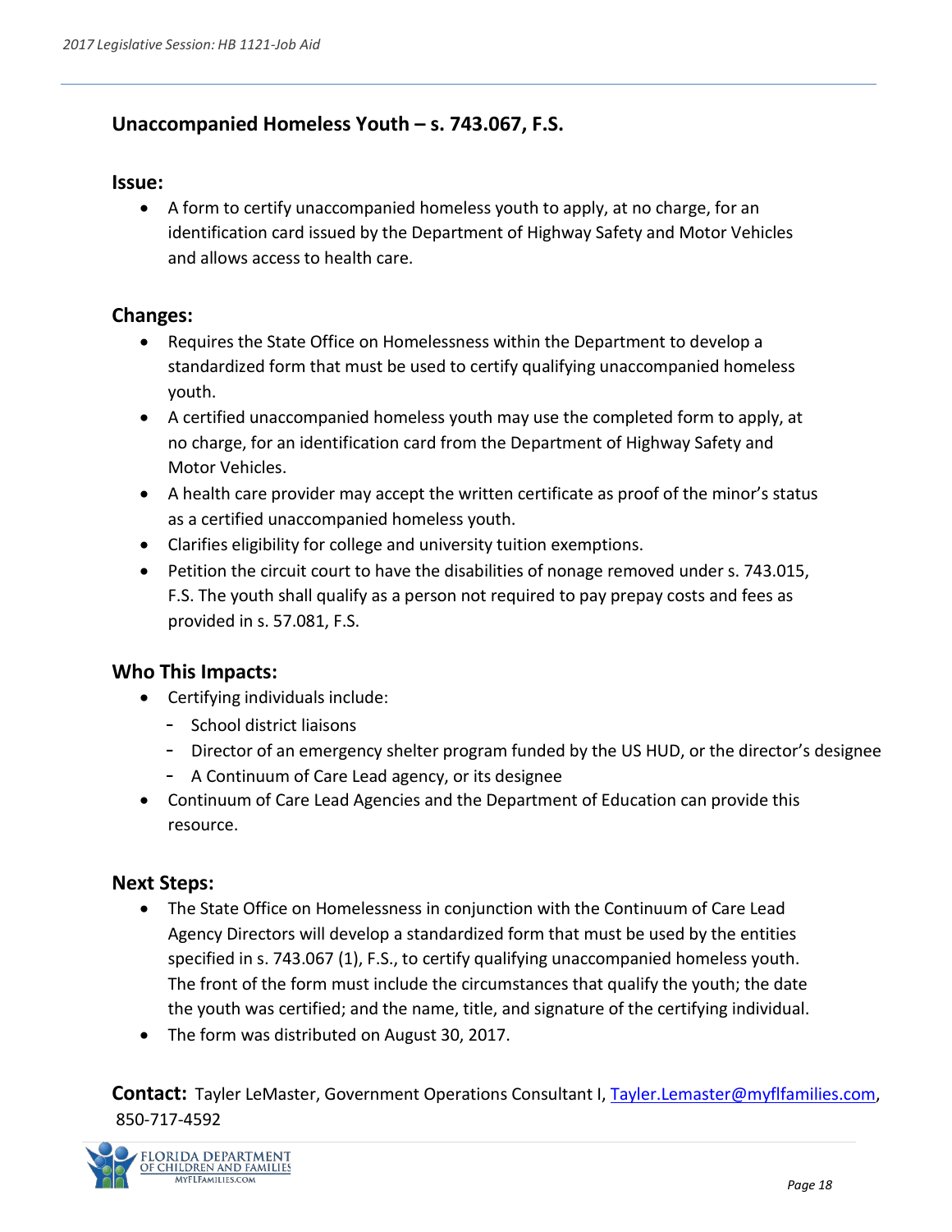## Unaccompanied Homeless Youth – s. 743.067, F.S.

### Issue:

- A form to certify unaccompanied homeless youth to apply, at no charge, for an identification card issued by the Department of Highway Safety and Motor Vehicles and allows access to health care.

### Changes:

- Requires the State Office on Homelessness within the Department to develop a standardized form that must be used to certify qualifying unaccompanied homeless youth.
- A certified unaccompanied homeless youth may use the completed form to apply, at no charge, for an identification card from the Department of Highway Safety and Motor Vehicles.
- A health care provider may accept the written certificate as proof of the minor's status as a certified unaccompanied homeless youth.
- Clarifies eligibility for college and university tuition exemptions.
- Petition the circuit court to have the disabilities of nonage removed under s. 743.015, F.S. The youth shall qualify as a person not required to pay prepay costs and fees as provided in s. 57.081, F.S.

### Who This Impacts:

- Certifying individuals include:
  - School district liaisons
  - Director of an emergency shelter program funded by the US HUD, or the director's designee
  - A Continuum of Care Lead agency, or its designee
- Continuum of Care Lead Agencies and the Department of Education can provide this resource.

### Next Steps:

- The State Office on Homelessness in conjunction with the Continuum of Care Lead Agency Directors will develop a standardized form that must be used by the entities specified in s. 743.067 (1), F.S., to certify qualifying unaccompanied homeless youth. The front of the form must include the circumstances that qualify the youth; the date the youth was certified; and the name, title, and signature of the certifying individual.
- The form was distributed on August 30, 2017.

**Contact:** Tayler LeMaster, Government Operations Consultant I, Tayler.Lemaster@myflfamilies.com, 850-717-4592